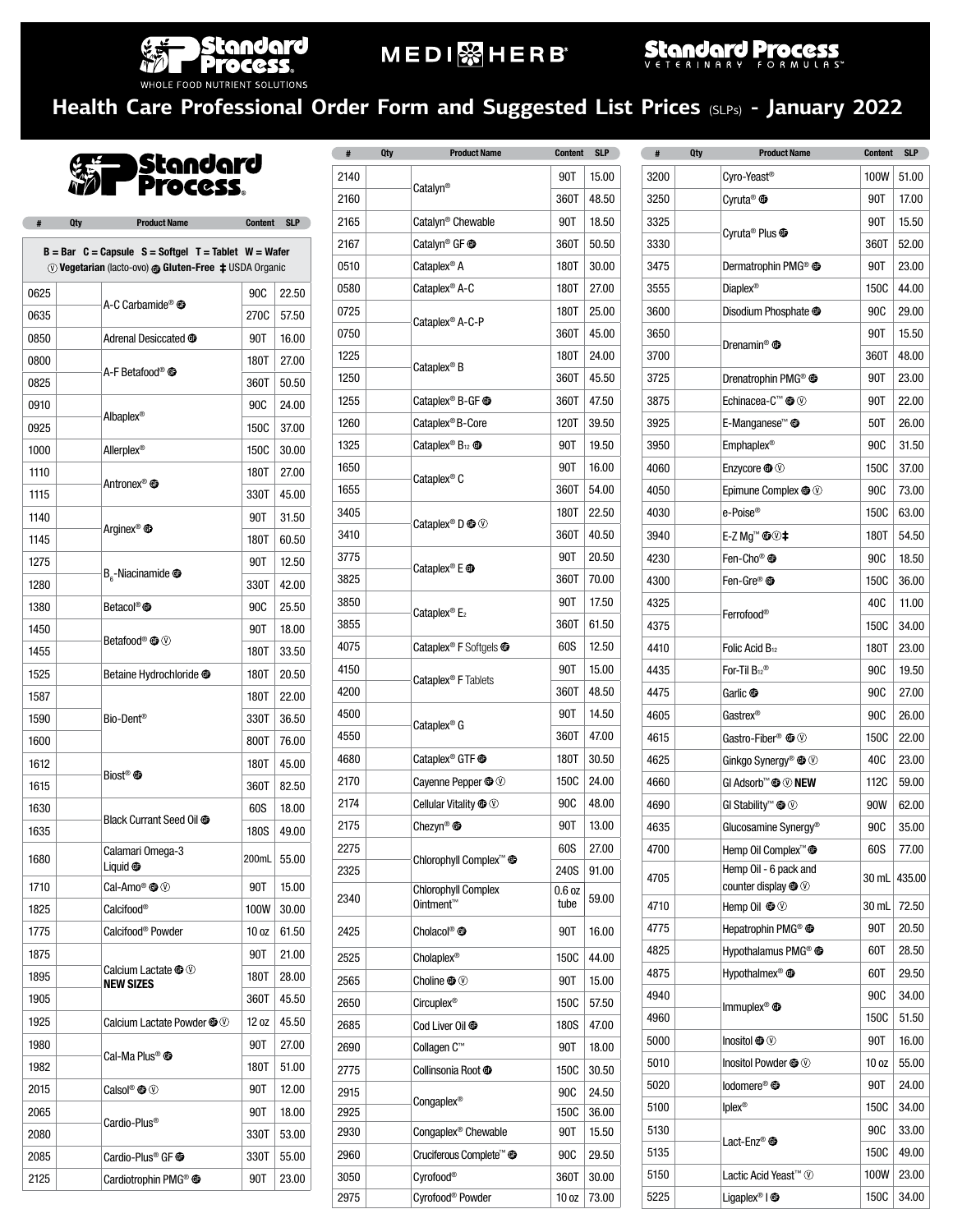Standard Process WHOLE FOOD NUTRIENT SOLUTIONS | MEDIHERB | Standard Process VETERINARY FORMULAS

# Health Care Professional Order Form and Suggested List Prices (SLPs) - January 2022

## Standard Process

B = Bar C = Capsule S = Softgel T = Tablet W = Wafer
Ⓥ Vegetarian (lacto-ovo) Ⓖ Gluten-Free ‡ USDA Organic

| # | Qty | Product Name | Content | SLP |
|---|---|---|---|---|
| 0625 | | A-C Carbamide® Ⓖ | 90C | 22.50 |
| 0635 | | | 270C | 57.50 |
| 0850 | | Adrenal Desiccated Ⓖ | 90T | 16.00 |
| 0800 | | A-F Betafood® Ⓖ | 180T | 27.00 |
| 0825 | | | 360T | 50.50 |
| 0910 | | Albaplex® | 90C | 24.00 |
| 0925 | | | 150C | 37.00 |
| 1000 | | Allerplex® | 150C | 30.00 |
| 1110 | | Antronex® Ⓖ | 180T | 27.00 |
| 1115 | | | 330T | 45.00 |
| 1140 | | Arginex® Ⓖ | 90T | 31.50 |
| 1145 | | | 180T | 60.50 |
| 1275 | | $B_6$-Niacinamide Ⓖ | 90T | 12.50 |
| 1280 | | | 330T | 42.00 |
| 1380 | | Betacol® Ⓖ | 90C | 25.50 |
| 1450 | | Betafood® Ⓖ Ⓥ | 90T | 18.00 |
| 1455 | | | 180T | 33.50 |
| 1525 | | Betaine Hydrochloride Ⓖ | 180T | 20.50 |
| 1587 | | Bio-Dent® | 180T | 22.00 |
| 1590 | | | 330T | 36.50 |
| 1600 | | | 800T | 76.00 |
| 1612 | | Biost® Ⓖ | 180T | 45.00 |
| 1615 | | | 360T | 82.50 |
| 1630 | | Black Currant Seed Oil Ⓖ | 60S | 18.00 |
| 1635 | | | 180S | 49.00 |
| 1680 | | Calamari Omega-3 Liquid Ⓖ | 200mL | 55.00 |
| 1710 | | Cal-Amo® Ⓖ Ⓥ | 90T | 15.00 |
| 1825 | | Calcifood® | 100W | 30.00 |
| 1775 | | Calcifood® Powder | 10 oz | 61.50 |
| 1875 | | Calcium Lactate Ⓖ Ⓥ **NEW SIZES** | 90T | 21.00 |
| 1895 | | | 180T | 28.00 |
| 1905 | | | 360T | 45.50 |
| 1925 | | Calcium Lactate Powder Ⓖ Ⓥ | 12 oz | 45.50 |
| 1980 | | Cal-Ma Plus® Ⓖ | 90T | 27.00 |
| 1982 | | | 180T | 51.00 |
| 2015 | | Calsol® Ⓖ Ⓥ | 90T | 12.00 |
| 2065 | | Cardio-Plus® | 90T | 18.00 |
| 2080 | | | 330T | 53.00 |
| 2085 | | Cardio-Plus® GF Ⓖ | 330T | 55.00 |
| 2125 | | Cardiotrophin PMG® Ⓖ | 90T | 23.00 |
| 2140 | | Catalyn® | 90T | 15.00 |
| 2160 | | | 360T | 48.50 |
| 2165 | | Catalyn® Chewable | 90T | 18.50 |
| 2167 | | Catalyn® GF Ⓖ | 360T | 50.50 |
| 0510 | | Cataplex® A | 180T | 30.00 |
| 0580 | | Cataplex® A-C | 180T | 27.00 |
| 0725 | | Cataplex® A-C-P | 180T | 25.00 |
| 0750 | | | 360T | 45.00 |
| 1225 | | Cataplex® B | 180T | 24.00 |
| 1250 | | | 360T | 45.50 |
| 1255 | | Cataplex® B-GF Ⓖ | 360T | 47.50 |
| 1260 | | Cataplex® B-Core | 120T | 39.50 |
| 1325 | | Cataplex® $B_{12}$ Ⓖ | 90T | 19.50 |
| 1650 | | Cataplex® C | 90T | 16.00 |
| 1655 | | | 360T | 54.00 |
| 3405 | | Cataplex® D Ⓖ Ⓥ | 180T | 22.50 |
| 3410 | | | 360T | 40.50 |
| 3775 | | Cataplex® E Ⓖ | 90T | 20.50 |
| 3825 | | | 360T | 70.00 |
| 3850 | | Cataplex® $E_2$ | 90T | 17.50 |
| 3855 | | | 360T | 61.50 |
| 4075 | | Cataplex® F Softgels Ⓖ | 60S | 12.50 |
| 4150 | | Cataplex® F Tablets | 90T | 15.00 |
| 4200 | | | 360T | 48.50 |
| 4500 | | Cataplex® G | 90T | 14.50 |
| 4550 | | | 360T | 47.00 |
| 4680 | | Cataplex® GTF Ⓖ | 180T | 30.50 |
| 2170 | | Cayenne Pepper Ⓖ Ⓥ | 150C | 24.00 |
| 2174 | | Cellular Vitality Ⓖ Ⓥ | 90C | 48.00 |
| 2175 | | Chezyn® Ⓖ | 90T | 13.00 |
| 2275 | | Chlorophyll Complex™ Ⓖ | 60S | 27.00 |
| 2325 | | | 240S | 91.00 |
| 2340 | | Chlorophyll Complex Ointment™ | 0.6 oz tube | 59.00 |
| 2425 | | Cholacol® Ⓖ | 90T | 16.00 |
| 2525 | | Cholaplex® | 150C | 44.00 |
| 2565 | | Choline Ⓖ Ⓥ | 90T | 15.00 |
| 2650 | | Circuplex® | 150C | 57.50 |
| 2685 | | Cod Liver Oil Ⓖ | 180S | 47.00 |
| 2690 | | Collagen C™ | 90T | 18.00 |
| 2775 | | Collinsonia Root Ⓖ | 150C | 30.50 |
| 2915 | | Congaplex® | 90C | 24.50 |
| 2925 | | | 150C | 36.00 |
| 2930 | | Congaplex® Chewable | 90T | 15.50 |
| 2960 | | Cruciferous Complete™ Ⓖ | 90C | 29.50 |
| 3050 | | Cyrofood® | 360T | 30.00 |
| 2975 | | Cyrofood® Powder | 10 oz | 73.00 |
| 3200 | | Cyro-Yeast® | 100W | 51.00 |
| 3250 | | Cyruta® Ⓖ | 90T | 17.00 |
| 3325 | | Cyruta® Plus Ⓖ | 90T | 15.50 |
| 3330 | | | 360T | 52.00 |
| 3475 | | Dermatrophin PMG® Ⓖ | 90T | 23.00 |
| 3555 | | Diaplex® | 150C | 44.00 |
| 3600 | | Disodium Phosphate Ⓖ | 90C | 29.00 |
| 3650 | | Drenamin® Ⓖ | 90T | 15.50 |
| 3700 | | | 360T | 48.00 |
| 3725 | | Drenatrophin PMG® Ⓖ | 90T | 23.00 |
| 3875 | | Echinacea-C™ Ⓖ Ⓥ | 90T | 22.00 |
| 3925 | | E-Manganese™ Ⓖ | 50T | 26.00 |
| 3950 | | Emphaplex® | 90C | 31.50 |
| 4060 | | Enzycore Ⓖ Ⓥ | 150C | 37.00 |
| 4050 | | Epimune Complex Ⓖ Ⓥ | 90C | 73.00 |
| 4030 | | e-Poise® | 150C | 63.00 |
| 3940 | | E-Z Mg™ Ⓖ Ⓥ ‡ | 180T | 54.50 |
| 4230 | | Fen-Cho® Ⓖ | 90C | 18.50 |
| 4300 | | Fen-Gre® Ⓖ | 150C | 36.00 |
| 4325 | | Ferrofood® | 40C | 11.00 |
| 4375 | | | 150C | 34.00 |
| 4410 | | Folic Acid $B_{12}$ | 180T | 23.00 |
| 4435 | | For-Til $B_{12}$® | 90C | 19.50 |
| 4475 | | Garlic Ⓖ | 90C | 27.00 |
| 4605 | | Gastrex® | 90C | 26.00 |
| 4615 | | Gastro-Fiber® Ⓖ Ⓥ | 150C | 22.00 |
| 4625 | | Ginkgo Synergy® Ⓖ Ⓥ | 40C | 23.00 |
| 4660 | | GI Adsorb™ Ⓖ Ⓥ **NEW** | 112C | 59.00 |
| 4690 | | GI Stability™ Ⓖ Ⓥ | 90W | 62.00 |
| 4635 | | Glucosamine Synergy® | 90C | 35.00 |
| 4700 | | Hemp Oil Complex™ Ⓖ | 60S | 77.00 |
| 4705 | | Hemp Oil - 6 pack and counter display Ⓖ Ⓥ | 30 mL | 435.00 |
| 4710 | | Hemp Oil Ⓖ Ⓥ | 30 mL | 72.50 |
| 4775 | | Hepatrophin PMG® Ⓖ | 90T | 20.50 |
| 4825 | | Hypothalamus PMG® Ⓖ | 60T | 28.50 |
| 4875 | | Hypothalmex® Ⓖ | 60T | 29.50 |
| 4940 | | Immuplex® Ⓖ | 90C | 34.00 |
| 4960 | | | 150C | 51.50 |
| 5000 | | Inositol Ⓖ Ⓥ | 90T | 16.00 |
| 5010 | | Inositol Powder Ⓖ Ⓥ | 10 oz | 55.00 |
| 5020 | | Iodomere® Ⓖ | 90T | 24.00 |
| 5100 | | Iplex® | 150C | 34.00 |
| 5130 | | Lact-Enz® Ⓖ | 90C | 33.00 |
| 5135 | | | 150C | 49.00 |
| 5150 | | Lactic Acid Yeast™ Ⓥ | 100W | 23.00 |
| 5225 | | Ligaplex® I Ⓖ | 150C | 34.00 |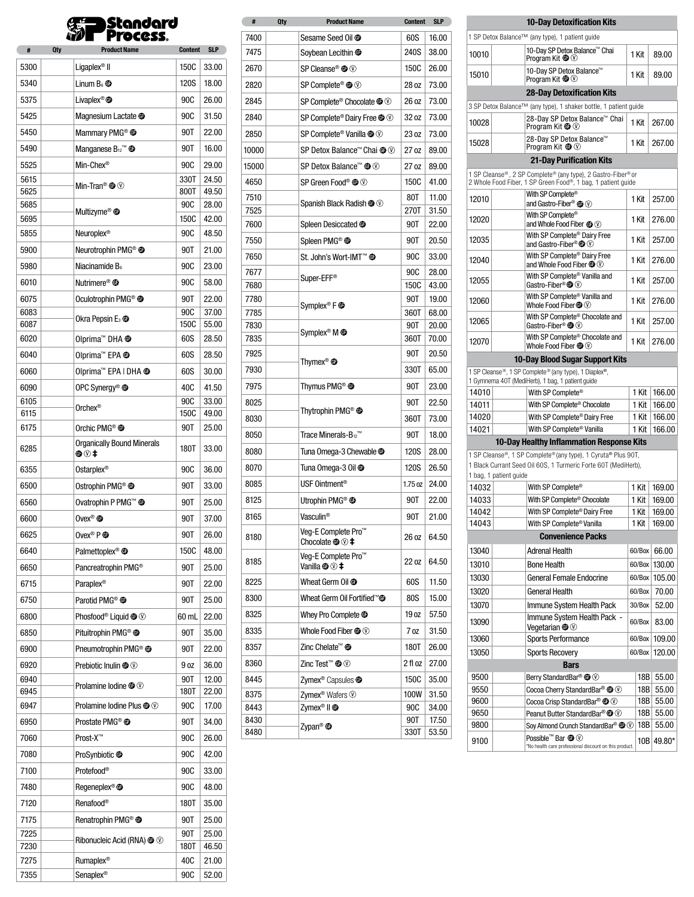# Standard Process®

| # | Qty | Product Name | Content | SLP |
|---|---|---|---|---|
| 5300 | | Ligaplex® II | 150C | 33.00 |
| 5340 | | Linum B6 ⓖ | 120S | 18.00 |
| 5375 | | Livaplex® ⓖ | 90C | 26.00 |
| 5425 | | Magnesium Lactate ⓖ | 90C | 31.50 |
| 5450 | | Mammary PMG® ⓖ | 90T | 22.00 |
| 5490 | | Manganese B12™ ⓖ | 90T | 16.00 |
| 5525 | | Min-Chex® | 90C | 29.00 |
| 5615 | | Min-Tran® ⓖ Ⓥ | 330T | 24.50 |
| 5625 | | | 800T | 49.50 |
| 5685 | | Multizyme® ⓖ | 90C | 28.00 |
| 5695 | | | 150C | 42.00 |
| 5855 | | Neuroplex® | 90C | 48.50 |
| 5900 | | Neurotrophin PMG® ⓖ | 90T | 21.00 |
| 5980 | | Niacinamide B6 | 90C | 23.00 |
| 6010 | | Nutrimere® ⓖ | 90C | 58.00 |
| 6075 | | Oculotrophin PMG® ⓖ | 90T | 22.00 |
| 6083 | | Okra Pepsin E3 ⓖ | 90C | 37.00 |
| 6087 | | | 150C | 55.00 |
| 6020 | | Olprima™ DHA ⓖ | 60S | 28.50 |
| 6040 | | Olprima™ EPA ⓖ | 60S | 28.50 |
| 6060 | | Olprima™ EPA \| DHA ⓖ | 60S | 30.00 |
| 6090 | | OPC Synergy® ⓖ | 40C | 41.50 |
| 6105 | | Orchex® | 90C | 33.00 |
| 6115 | | | 150C | 49.00 |
| 6175 | | Orchic PMG® ⓖ | 90T | 25.00 |
| 6285 | | Organically Bound Minerals ⓖ Ⓥ ‡ | 180T | 33.00 |
| 6355 | | Ostarplex® | 90C | 36.00 |
| 6500 | | Ostrophin PMG® ⓖ | 90T | 33.00 |
| 6560 | | Ovatrophin P PMG™ ⓖ | 90T | 25.00 |
| 6600 | | Ovex® ⓖ | 90T | 37.00 |
| 6625 | | Ovex® P ⓖ | 90T | 26.00 |
| 6640 | | Palmettoplex® ⓖ | 150C | 48.00 |
| 6650 | | Pancreatrophin PMG® | 90T | 25.00 |
| 6715 | | Paraplex® | 90T | 22.00 |
| 6750 | | Parotid PMG® ⓖ | 90T | 25.00 |
| 6800 | | Phosfood® Liquid ⓖ Ⓥ | 60 mL | 22.00 |
| 6850 | | Pituitrophin PMG® ⓖ | 90T | 35.00 |
| 6900 | | Pneumotrophin PMG® ⓖ | 90T | 22.00 |
| 6920 | | Prebiotic Inulin ⓖ Ⓥ | 9 oz | 36.00 |
| 6940 | | Prolamine Iodine ⓖ Ⓥ | 90T | 12.00 |
| 6945 | | | 180T | 22.00 |
| 6947 | | Prolamine Iodine Plus ⓖ Ⓥ | 90C | 17.00 |
| 6950 | | Prostate PMG® ⓖ | 90T | 34.00 |
| 7060 | | Prost-X™ | 90C | 26.00 |
| 7080 | | ProSynbiotic ⓖ | 90C | 42.00 |
| 7100 | | Protefood® | 90C | 33.00 |
| 7480 | | Regeneplex® ⓖ | 90C | 48.00 |
| 7120 | | Renafood® | 180T | 35.00 |
| 7175 | | Renatrophin PMG® ⓖ | 90T | 25.00 |
| 7225 | | Ribonucleic Acid (RNA) ⓖ Ⓥ | 90T | 25.00 |
| 7230 | | | 180T | 46.50 |
| 7275 | | Rumaplex® | 40C | 21.00 |
| 7355 | | Senaplex® | 90C | 52.00 |

| # | Qty | Product Name | Content | SLP |
|---|---|---|---|---|
| 7400 | | Sesame Seed Oil ⓖ | 60S | 16.00 |
| 7475 | | Soybean Lecithin ⓖ | 240S | 38.00 |
| 2670 | | SP Cleanse® ⓖ Ⓥ | 150C | 26.00 |
| 2820 | | SP Complete® ⓖ Ⓥ | 28 oz | 73.00 |
| 2845 | | SP Complete® Chocolate ⓖ Ⓥ | 26 oz | 73.00 |
| 2840 | | SP Complete® Dairy Free ⓖ Ⓥ | 32 oz | 73.00 |
| 2850 | | SP Complete® Vanilla ⓖ Ⓥ | 23 oz | 73.00 |
| 10000 | | SP Detox Balance™ Chai ⓖ Ⓥ | 27 oz | 89.00 |
| 15000 | | SP Detox Balance™ ⓖ Ⓥ | 27 oz | 89.00 |
| 4650 | | SP Green Food® ⓖ Ⓥ | 150C | 41.00 |
| 7510 | | Spanish Black Radish ⓖ Ⓥ | 80T | 11.00 |
| 7525 | | | 270T | 31.50 |
| 7600 | | Spleen Desiccated ⓖ | 90T | 22.00 |
| 7550 | | Spleen PMG® ⓖ | 90T | 20.50 |
| 7650 | | St. John's Wort-IMT™ ⓖ | 90C | 33.00 |
| 7677 | | Super-EFF® | 90C | 28.00 |
| 7680 | | | 150C | 43.00 |
| 7780 | | Symplex® F ⓖ | 90T | 19.00 |
| 7785 | | | 360T | 68.00 |
| 7830 | | Symplex® M ⓖ | 90T | 20.00 |
| 7835 | | | 360T | 70.00 |
| 7925 | | Thymex® ⓖ | 90T | 20.50 |
| 7930 | | | 330T | 65.00 |
| 7975 | | Thymus PMG® ⓖ | 90T | 23.00 |
| 8025 | | Thytrophin PMG® ⓖ | 90T | 22.50 |
| 8030 | | | 360T | 73.00 |
| 8050 | | Trace Minerals-B12™ | 90T | 18.00 |
| 8080 | | Tuna Omega-3 Chewable ⓖ | 120S | 28.00 |
| 8070 | | Tuna Omega-3 Oil ⓖ | 120S | 26.50 |
| 8085 | | USF Ointment® | 1.75 oz | 24.00 |
| 8125 | | Utrophin PMG® ⓖ | 90T | 22.00 |
| 8165 | | Vasculin® | 90T | 21.00 |
| 8180 | | Veg-E Complete Pro™ Chocolate ⓖ Ⓥ ‡ | 26 oz | 64.50 |
| 8185 | | Veg-E Complete Pro™ Vanilla ⓖ Ⓥ ‡ | 22 oz | 64.50 |
| 8225 | | Wheat Germ Oil ⓖ | 60S | 11.50 |
| 8300 | | Wheat Germ Oil Fortified™ ⓖ | 80S | 15.00 |
| 8325 | | Whey Pro Complete ⓖ | 19 oz | 57.50 |
| 8335 | | Whole Food Fiber ⓖ Ⓥ | 7 oz | 31.50 |
| 8357 | | Zinc Chelate™ ⓖ | 180T | 26.00 |
| 8360 | | Zinc Test™ ⓖ Ⓥ | 2 fl oz | 27.00 |
| 8445 | | Zymex® Capsules ⓖ | 150C | 35.00 |
| 8375 | | Zymex® Wafers Ⓥ | 100W | 31.50 |
| 8443 | | Zymex® II ⓖ | 90C | 34.00 |
| 8430 | | Zypan® ⓖ | 90T | 17.50 |
| 8480 | | | 330T | 53.50 |

## 10-Day Detoxification Kits

1 SP Detox Balance™ (any type), 1 patient guide

| # | Qty | Product Name | Content | SLP |
|---|---|---|---|---|
| 10010 | | 10-Day SP Detox Balance™ Chai Program Kit ⓖ Ⓥ | 1 Kit | 89.00 |
| 15010 | | 10-Day SP Detox Balance™ Program Kit ⓖ Ⓥ | 1 Kit | 89.00 |

## 28-Day Detoxification Kits

3 SP Detox Balance™ (any type), 1 shaker bottle, 1 patient guide

| # | Qty | Product Name | Content | SLP |
|---|---|---|---|---|
| 10028 | | 28-Day SP Detox Balance™ Chai Program Kit ⓖ Ⓥ | 1 Kit | 267.00 |
| 15028 | | 28-Day SP Detox Balance™ Program Kit ⓖ Ⓥ | 1 Kit | 267.00 |

## 21-Day Purification Kits

1 SP Cleanse®, 2 SP Complete® (any type), 2 Gastro-Fiber® or 2 Whole Food Fiber, 1 SP Green Food®, 1 bag, 1 patient guide

| # | Qty | Product Name | Content | SLP |
|---|---|---|---|---|
| 12010 | | With SP Complete® and Gastro-Fiber® ⓖ Ⓥ | 1 Kit | 257.00 |
| 12020 | | With SP Complete® and Whole Food Fiber ⓖ Ⓥ | 1 Kit | 276.00 |
| 12035 | | With SP Complete® Dairy Free and Gastro-Fiber® ⓖ Ⓥ | 1 Kit | 257.00 |
| 12040 | | With SP Complete® Dairy Free and Whole Food Fiber ⓖ Ⓥ | 1 Kit | 276.00 |
| 12055 | | With SP Complete® Vanilla and Gastro-Fiber® ⓖ Ⓥ | 1 Kit | 257.00 |
| 12060 | | With SP Complete® Vanilla and Whole Food Fiber ⓖ Ⓥ | 1 Kit | 276.00 |
| 12065 | | With SP Complete® Chocolate and Gastro-Fiber® ⓖ Ⓥ | 1 Kit | 257.00 |
| 12070 | | With SP Complete® Chocolate and Whole Food Fiber ⓖ Ⓥ | 1 Kit | 276.00 |

## 10-Day Blood Sugar Support Kits

1 SP Cleanse®, 1 SP Complete® (any type), 1 Diaplex®, 1 Gymnema 40T (MediHerb), 1 bag, 1 patient guide

| # | Qty | Product Name | Content | SLP |
|---|---|---|---|---|
| 14010 | | With SP Complete® | 1 Kit | 166.00 |
| 14011 | | With SP Complete® Chocolate | 1 Kit | 166.00 |
| 14020 | | With SP Complete® Dairy Free | 1 Kit | 166.00 |
| 14021 | | With SP Complete® Vanilla | 1 Kit | 166.00 |

## 10-Day Healthy Inflammation Response Kits

1 SP Cleanse®, 1 SP Complete® (any type), 1 Cyruta® Plus 90T, 1 Black Currant Seed Oil 60S, 1 Turmeric Forte 60T (MediHerb), 1 bag, 1 patient guide

| # | Qty | Product Name | Content | SLP |
|---|---|---|---|---|
| 14032 | | With SP Complete® | 1 Kit | 169.00 |
| 14033 | | With SP Complete® Chocolate | 1 Kit | 169.00 |
| 14042 | | With SP Complete® Dairy Free | 1 Kit | 169.00 |
| 14043 | | With SP Complete® Vanilla | 1 Kit | 169.00 |

## Convenience Packs

| # | Qty | Product Name | Content | SLP |
|---|---|---|---|---|
| 13040 | | Adrenal Health | 60/Box | 66.00 |
| 13010 | | Bone Health | 60/Box | 130.00 |
| 13030 | | General Female Endocrine | 60/Box | 105.00 |
| 13020 | | General Health | 60/Box | 70.00 |
| 13070 | | Immune System Health Pack | 30/Box | 52.00 |
| 13090 | | Immune System Health Pack - Vegetarian ⓖ Ⓥ | 60/Box | 83.00 |
| 13060 | | Sports Performance | 60/Box | 109.00 |
| 13050 | | Sports Recovery | 60/Box | 120.00 |

## Bars

| # | Qty | Product Name | Content | SLP |
|---|---|---|---|---|
| 9500 | | Berry StandardBar® ⓖ Ⓥ | 18B | 55.00 |
| 9550 | | Cocoa Cherry StandardBar® ⓖ Ⓥ | 18B | 55.00 |
| 9600 | | Cocoa Crisp StandardBar® ⓖ Ⓥ | 18B | 55.00 |
| 9650 | | Peanut Butter StandardBar® ⓖ Ⓥ | 18B | 55.00 |
| 9800 | | Soy Almond Crunch StandardBar® ⓖ Ⓥ | 18B | 55.00 |
| 9100 | | Possible™ Bar ⓖ Ⓥ *No health care professional discount on this product. | 10B | 49.80* |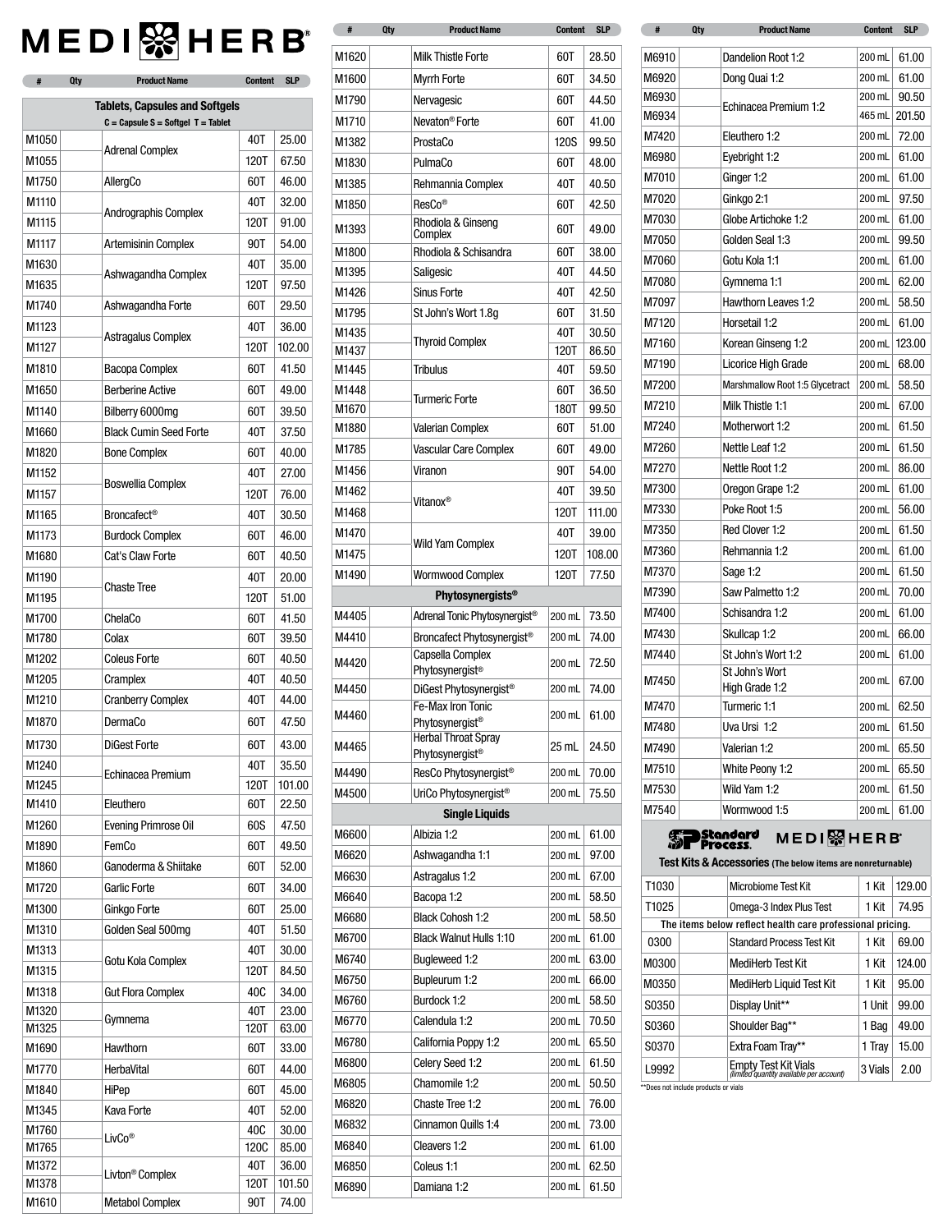# MEDIHERB®

| # | Qty | Product Name | Content | SLP |
|---|---|---|---|---|
| **Tablets, Capsules and Softgels** (C = Capsule S = Softgel T = Tablet) | | | | |
| M1050 | | Adrenal Complex | 40T | 25.00 |
| M1055 | | Adrenal Complex | 120T | 67.50 |
| M1750 | | AllergCo | 60T | 46.00 |
| M1110 | | Andrographis Complex | 40T | 32.00 |
| M1115 | | Andrographis Complex | 120T | 91.00 |
| M1117 | | Artemisinin Complex | 90T | 54.00 |
| M1630 | | Ashwagandha Complex | 40T | 35.00 |
| M1635 | | Ashwagandha Complex | 120T | 97.50 |
| M1740 | | Ashwagandha Forte | 60T | 29.50 |
| M1123 | | Astragalus Complex | 40T | 36.00 |
| M1127 | | Astragalus Complex | 120T | 102.00 |
| M1810 | | Bacopa Complex | 60T | 41.50 |
| M1650 | | Berberine Active | 60T | 49.00 |
| M1140 | | Bilberry 6000mg | 60T | 39.50 |
| M1660 | | Black Cumin Seed Forte | 40T | 37.50 |
| M1820 | | Bone Complex | 60T | 40.00 |
| M1152 | | Boswellia Complex | 40T | 27.00 |
| M1157 | | Boswellia Complex | 120T | 76.00 |
| M1165 | | Broncafect® | 40T | 30.50 |
| M1173 | | Burdock Complex | 60T | 46.00 |
| M1680 | | Cat's Claw Forte | 60T | 40.50 |
| M1190 | | Chaste Tree | 40T | 20.00 |
| M1195 | | Chaste Tree | 120T | 51.00 |
| M1700 | | ChelaCo | 60T | 41.50 |
| M1780 | | Colax | 60T | 39.50 |
| M1202 | | Coleus Forte | 60T | 40.50 |
| M1205 | | Cramplex | 40T | 40.50 |
| M1210 | | Cranberry Complex | 40T | 44.00 |
| M1870 | | DermaCo | 60T | 47.50 |
| M1730 | | DiGest Forte | 60T | 43.00 |
| M1240 | | Echinacea Premium | 40T | 35.50 |
| M1245 | | Echinacea Premium | 120T | 101.00 |
| M1410 | | Eleuthero | 60T | 22.50 |
| M1260 | | Evening Primrose Oil | 60S | 47.50 |
| M1890 | | FemCo | 60T | 49.50 |
| M1860 | | Ganoderma & Shiitake | 60T | 52.00 |
| M1720 | | Garlic Forte | 60T | 34.00 |
| M1300 | | Ginkgo Forte | 60T | 25.00 |
| M1310 | | Golden Seal 500mg | 40T | 51.50 |
| M1313 | | Gotu Kola Complex | 40T | 30.00 |
| M1315 | | Gotu Kola Complex | 120T | 84.50 |
| M1318 | | Gut Flora Complex | 40C | 34.00 |
| M1320 | | Gymnema | 40T | 23.00 |
| M1325 | | Gymnema | 120T | 63.00 |
| M1690 | | Hawthorn | 60T | 33.00 |
| M1770 | | HerbaVital | 60T | 44.00 |
| M1840 | | HiPep | 60T | 45.00 |
| M1345 | | Kava Forte | 40T | 52.00 |
| M1760 | | LivCo® | 40C | 30.00 |
| M1765 | | LivCo® | 120C | 85.00 |
| M1372 | | Livton® Complex | 40T | 36.00 |
| M1378 | | Livton® Complex | 120T | 101.50 |
| M1610 | | Metabol Complex | 90T | 74.00 |
| M1620 | | Milk Thistle Forte | 60T | 28.50 |
| M1600 | | Myrrh Forte | 60T | 34.50 |
| M1790 | | Nervagesic | 60T | 44.50 |
| M1710 | | Nevaton® Forte | 60T | 41.00 |
| M1382 | | ProstaCo | 120S | 99.50 |
| M1830 | | PulmaCo | 60T | 48.00 |
| M1385 | | Rehmannia Complex | 40T | 40.50 |
| M1850 | | ResCo® | 60T | 42.50 |
| M1393 | | Rhodiola & Ginseng Complex | 60T | 49.00 |
| M1800 | | Rhodiola & Schisandra | 60T | 38.00 |
| M1395 | | Saligesic | 40T | 44.50 |
| M1426 | | Sinus Forte | 40T | 42.50 |
| M1795 | | St John's Wort 1.8g | 60T | 31.50 |
| M1435 | | Thyroid Complex | 40T | 30.50 |
| M1437 | | Thyroid Complex | 120T | 86.50 |
| M1445 | | Tribulus | 40T | 59.50 |
| M1448 | | Turmeric Forte | 60T | 36.50 |
| M1670 | | Turmeric Forte | 180T | 99.50 |
| M1880 | | Valerian Complex | 60T | 51.00 |
| M1785 | | Vascular Care Complex | 60T | 49.00 |
| M1456 | | Viranon | 90T | 54.00 |
| M1462 | | Vitanox® | 40T | 39.50 |
| M1468 | | Vitanox® | 120T | 111.00 |
| M1470 | | Wild Yam Complex | 40T | 39.00 |
| M1475 | | Wild Yam Complex | 120T | 108.00 |
| M1490 | | Wormwood Complex | 120T | 77.50 |
| **Phytosynergists®** | | | | |
| M4405 | | Adrenal Tonic Phytosynergist® | 200 mL | 73.50 |
| M4410 | | Broncafect Phytosynergist® | 200 mL | 74.00 |
| M4420 | | Capsella Complex Phytosynergist® | 200 mL | 72.50 |
| M4450 | | DiGest Phytosynergist® | 200 mL | 74.00 |
| M4460 | | Fe-Max Iron Tonic Phytosynergist® | 200 mL | 61.00 |
| M4465 | | Herbal Throat Spray Phytosynergist® | 25 mL | 24.50 |
| M4490 | | ResCo Phytosynergist® | 200 mL | 70.00 |
| M4500 | | UriCo Phytosynergist® | 200 mL | 75.50 |
| **Single Liquids** | | | | |
| M6600 | | Albizia 1:2 | 200 mL | 61.00 |
| M6620 | | Ashwagandha 1:1 | 200 mL | 97.00 |
| M6630 | | Astragalus 1:2 | 200 mL | 67.00 |
| M6640 | | Bacopa 1:2 | 200 mL | 58.50 |
| M6680 | | Black Cohosh 1:2 | 200 mL | 58.50 |
| M6700 | | Black Walnut Hulls 1:10 | 200 mL | 61.00 |
| M6740 | | Bugleweed 1:2 | 200 mL | 63.00 |
| M6750 | | Bupleurum 1:2 | 200 mL | 66.00 |
| M6760 | | Burdock 1:2 | 200 mL | 58.50 |
| M6770 | | Calendula 1:2 | 200 mL | 70.50 |
| M6780 | | California Poppy 1:2 | 200 mL | 65.50 |
| M6800 | | Celery Seed 1:2 | 200 mL | 61.50 |
| M6805 | | Chamomile 1:2 | 200 mL | 50.50 |
| M6820 | | Chaste Tree 1:2 | 200 mL | 76.00 |
| M6832 | | Cinnamon Quills 1:4 | 200 mL | 73.00 |
| M6840 | | Cleavers 1:2 | 200 mL | 61.00 |
| M6850 | | Coleus 1:1 | 200 mL | 62.50 |
| M6890 | | Damiana 1:2 | 200 mL | 61.50 |
| M6910 | | Dandelion Root 1:2 | 200 mL | 61.00 |
| M6920 | | Dong Quai 1:2 | 200 mL | 61.00 |
| M6930 | | Echinacea Premium 1:2 | 200 mL | 90.50 |
| M6934 | | Echinacea Premium 1:2 | 465 mL | 201.50 |
| M7420 | | Eleuthero 1:2 | 200 mL | 72.00 |
| M6980 | | Eyebright 1:2 | 200 mL | 61.00 |
| M7010 | | Ginger 1:2 | 200 mL | 61.00 |
| M7020 | | Ginkgo 2:1 | 200 mL | 97.50 |
| M7030 | | Globe Artichoke 1:2 | 200 mL | 61.00 |
| M7050 | | Golden Seal 1:3 | 200 mL | 99.50 |
| M7060 | | Gotu Kola 1:1 | 200 mL | 61.00 |
| M7080 | | Gymnema 1:1 | 200 mL | 62.00 |
| M7097 | | Hawthorn Leaves 1:2 | 200 mL | 58.50 |
| M7120 | | Horsetail 1:2 | 200 mL | 61.00 |
| M7160 | | Korean Ginseng 1:2 | 200 mL | 123.00 |
| M7190 | | Licorice High Grade | 200 mL | 68.00 |
| M7200 | | Marshmallow Root 1:5 Glycetract | 200 mL | 58.50 |
| M7210 | | Milk Thistle 1:1 | 200 mL | 67.00 |
| M7240 | | Motherwort 1:2 | 200 mL | 61.50 |
| M7260 | | Nettle Leaf 1:2 | 200 mL | 61.50 |
| M7270 | | Nettle Root 1:2 | 200 mL | 86.00 |
| M7300 | | Oregon Grape 1:2 | 200 mL | 61.00 |
| M7330 | | Poke Root 1:5 | 200 mL | 56.00 |
| M7350 | | Red Clover 1:2 | 200 mL | 61.50 |
| M7360 | | Rehmannia 1:2 | 200 mL | 61.00 |
| M7370 | | Sage 1:2 | 200 mL | 61.50 |
| M7390 | | Saw Palmetto 1:2 | 200 mL | 70.00 |
| M7400 | | Schisandra 1:2 | 200 mL | 61.00 |
| M7430 | | Skullcap 1:2 | 200 mL | 66.00 |
| M7440 | | St John's Wort 1:2 | 200 mL | 61.00 |
| M7450 | | St John's Wort High Grade 1:2 | 200 mL | 67.00 |
| M7470 | | Turmeric 1:1 | 200 mL | 62.50 |
| M7480 | | Uva Ursi 1:2 | 200 mL | 61.50 |
| M7490 | | Valerian 1:2 | 200 mL | 65.50 |
| M7510 | | White Peony 1:2 | 200 mL | 65.50 |
| M7530 | | Wild Yam 1:2 | 200 mL | 61.50 |
| M7540 | | Wormwood 1:5 | 200 mL | 61.00 |

## Standard Process. MEDIHERB®

**Test Kits & Accessories** (The below items are nonreturnable)

| # | Qty | Product Name | Content | SLP |
|---|---|---|---|---|
| T1030 | | Microbiome Test Kit | 1 Kit | 129.00 |
| T1025 | | Omega-3 Index Plus Test | 1 Kit | 74.95 |
| The items below reflect health care professional pricing. | | | | |
| 0300 | | Standard Process Test Kit | 1 Kit | 69.00 |
| M0300 | | MediHerb Test Kit | 1 Kit | 124.00 |
| M0350 | | MediHerb Liquid Test Kit | 1 Kit | 95.00 |
| S0350 | | Display Unit** | 1 Unit | 99.00 |
| S0360 | | Shoulder Bag** | 1 Bag | 49.00 |
| S0370 | | Extra Foam Tray** | 1 Tray | 15.00 |
| L9992 | | Empty Test Kit Vials (limited quantity available per account) | 3 Vials | 2.00 |

**Does not include products or vials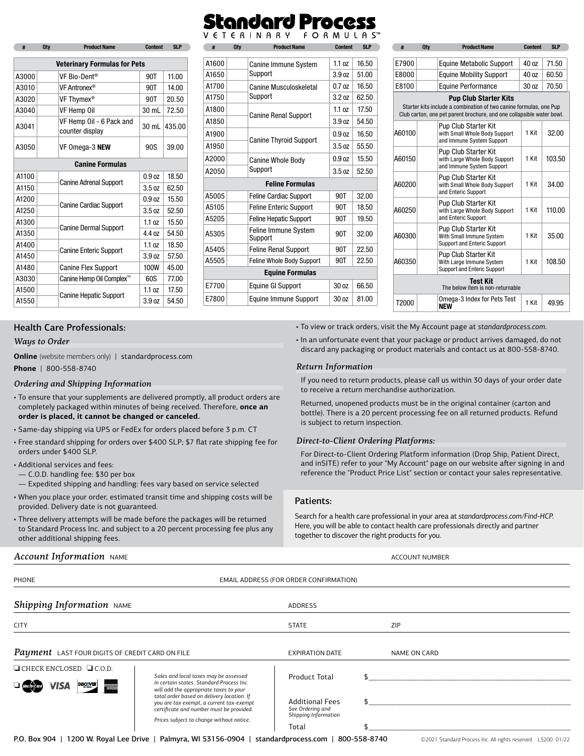# Standard Process

VETERINARY FORMULAS™

| # | Qty | Product Name | Content | SLP |
|---|---|---|---|---|
| **Veterinary Formulas for Pets** | | | | |
| A3000 | | VF Bio-Dent® | 90T | 11.00 |
| A3010 | | VF Antronex® | 90T | 14.00 |
| A3020 | | VF Thymex® | 90T | 20.50 |
| A3040 | | VF Hemp Oil | 30 mL | 72.50 |
| A3041 | | VF Hemp Oil - 6 Pack and counter display | 30 mL | 435.00 |
| A3050 | | VF Omega-3 **NEW** | 90S | 39.00 |
| **Canine Formulas** | | | | |
| A1100 | | Canine Adrenal Support | 0.9 oz | 18.50 |
| A1150 | | Canine Adrenal Support | 3.5 oz | 62.50 |
| A1200 | | Canine Cardiac Support | 0.9 oz | 15.50 |
| A1250 | | Canine Cardiac Support | 3.5 oz | 52.50 |
| A1300 | | Canine Dermal Support | 1.1 oz | 15.50 |
| A1350 | | Canine Dermal Support | 4.4 oz | 54.50 |
| A1400 | | Canine Enteric Support | 1.1 oz | 18.50 |
| A1450 | | Canine Enteric Support | 3.9 oz | 57.50 |
| A1480 | | Canine Flex Support | 100W | 45.00 |
| A3030 | | Canine Hemp Oil Complex™ | 60S | 77.00 |
| A1500 | | Canine Hepatic Support | 1.1 oz | 17.50 |
| A1550 | | Canine Hepatic Support | 3.9 oz | 54.50 |
| A1600 | | Canine Immune System Support | 1.1 oz | 16.50 |
| A1650 | | Canine Immune System Support | 3.9 oz | 51.00 |
| A1700 | | Canine Musculoskeletal Support | 0.7 oz | 16.50 |
| A1750 | | Canine Musculoskeletal Support | 3.2 oz | 62.50 |
| A1800 | | Canine Renal Support | 1.1 oz | 17.50 |
| A1850 | | Canine Renal Support | 3.9 oz | 54.50 |
| A1900 | | Canine Thyroid Support | 0.9 oz | 16.50 |
| A1950 | | Canine Thyroid Support | 3.5 oz | 55.50 |
| A2000 | | Canine Whole Body Support | 0.9 oz | 15.50 |
| A2050 | | Canine Whole Body Support | 3.5 oz | 52.50 |
| **Feline Formulas** | | | | |
| A5005 | | Feline Cardiac Support | 90T | 32.00 |
| A5105 | | Feline Enteric Support | 90T | 18.50 |
| A5205 | | Feline Hepatic Support | 90T | 19.50 |
| A5305 | | Feline Immune System Support | 90T | 32.00 |
| A5405 | | Feline Renal Support | 90T | 22.50 |
| A5505 | | Feline Whole Body Support | 90T | 22.50 |
| **Equine Formulas** | | | | |
| E7700 | | Equine GI Support | 30 oz | 66.50 |
| E7800 | | Equine Immune Support | 30 oz | 81.00 |
| E7900 | | Equine Metabolic Support | 40 oz | 71.50 |
| E8000 | | Equine Mobility Support | 40 oz | 60.50 |
| E8100 | | Equine Performance | 30 oz | 70.50 |
| **Pup Club Starter Kits** Starter kits include a combination of two canine formulas, one Pup Club carton, one pet parent brochure, and one collapsible water bowl. | | | | |
| A60100 | | Pup Club Starter Kit with Small Whole Body Support and Immune System Support | 1 Kit | 32.00 |
| A60150 | | Pup Club Starter Kit with Large Whole Body Support and Immune System Support | 1 Kit | 103.50 |
| A60200 | | Pup Club Starter Kit with Small Whole Body Support and Enteric Support | 1 Kit | 34.00 |
| A60250 | | Pup Club Starter Kit with Large Whole Body Support and Enteric Support | 1 Kit | 110.00 |
| A60300 | | Pup Club Starter Kit With Small Immune System Support and Enteric Support | 1 Kit | 35.00 |
| A60350 | | Pup Club Starter Kit With Large Immune System Support and Enteric Support | 1 Kit | 108.50 |
| **Test Kit** The below item is non-returnable | | | | |
| T2000 | | Omega-3 Index for Pets Test **NEW** | 1 Kit | 49.95 |

## Health Care Professionals:

### *Ways to Order*

**Online** (website members only) | standardprocess.com

**Phone** | 800-558-8740

### *Ordering and Shipping Information*

- To ensure that your supplements are delivered promptly, all product orders are completely packaged within minutes of being received. Therefore, **once an order is placed, it cannot be changed or canceled.**
- Same-day shipping via UPS or FedEx for orders placed before 3 p.m. CT
- Free standard shipping for orders over $400 SLP; $7 flat rate shipping fee for orders under $400 SLP.
- Additional services and fees:
  - — C.O.D. handling fee: $30 per box
  - — Expedited shipping and handling: fees vary based on service selected
- When you place your order, estimated transit time and shipping costs will be provided. Delivery date is not guaranteed.
- Three delivery attempts will be made before the packages will be returned to Standard Process Inc. and subject to a 20 percent processing fee plus any other additional shipping fees.
- To view or track orders, visit the My Account page at *standardprocess.com*.
- In an unfortunate event that your package or product arrives damaged, do not discard any packaging or product materials and contact us at 800-558-8740.

### *Return Information*

If you need to return products, please call us within 30 days of your order date to receive a return merchandise authorization.

Returned, unopened products must be in the original container (carton and bottle). There is a 20 percent processing fee on all returned products. Refund is subject to return inspection.

### *Direct-to-Client Ordering Platforms:*

For Direct-to-Client Ordering Platform information (Drop Ship, Patient Direct, and inSITE) refer to your "My Account" page on our website after signing in and reference the "Product Price List" section or contact your sales representative.

## Patients:

Search for a health care professional in your area at *standardprocess.com/Find-HCP*. Here, you will be able to contact health care professionals directly and partner together to discover the right products for you.

### *Account Information*

NAME ACCOUNT NUMBER

PHONE EMAIL ADDRESS (FOR ORDER CONFIRMATION)

### *Shipping Information*

NAME ADDRESS

CITY STATE ZIP

### *Payment*

LAST FOUR DIGITS OF CREDIT CARD ON FILE EXPIRATION DATE NAME ON CARD

❏ CHECK ENCLOSED ❏ C.O.D.

❏ MasterCard VISA DISCOVER AMERICAN EXPRESS

*Sales and local taxes may be assessed in certain states. Standard Process Inc. will add the appropriate taxes to your total order based on delivery location. If you are tax exempt, a current tax-exempt certificate and number must be provided.*

*Prices subject to change without notice.*

Product Total $\_\_\_\_\_\_\_\_\_\_

Additional Fees *See Ordering and Shipping Information* $\_\_\_\_\_\_\_\_\_\_

Total $\_\_\_\_\_\_\_\_\_\_

P.O. Box 904 | 1200 W. Royal Lee Drive | Palmyra, WI 53156-0904 | standardprocess.com | 800-558-8740

©2021 Standard Process Inc. All rights reserved. L5200 01/22